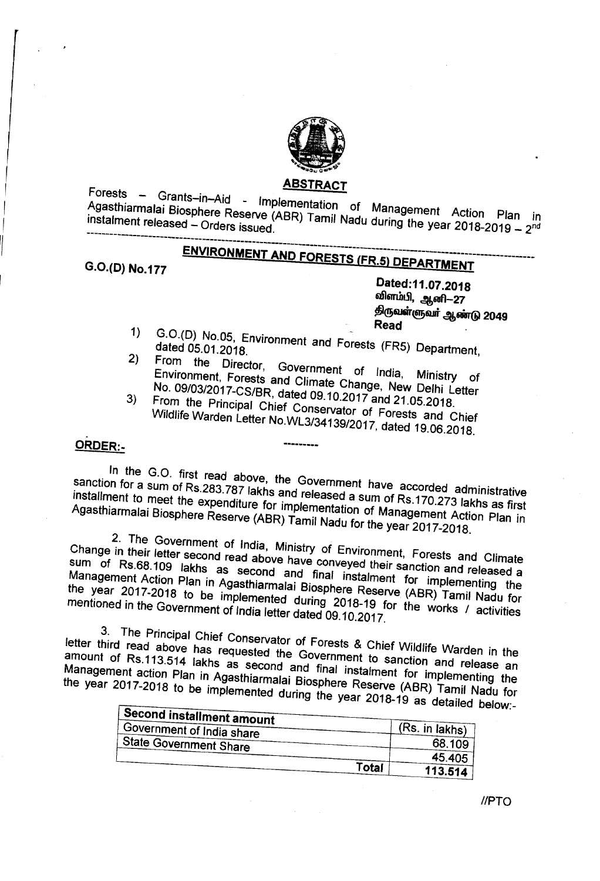## ABSTRACT

Forests – Grants–in–Aid - Implementation of Management Action Plan in Agasthiarmalai Biosphere Reserve (ABR) Tamil Nadu during the year 2018-2019 – 2nd instalment released – Orders issued.

---

## ENVIRONMENT AND FORESTS (FR.5) DEPARTMENT

**G.O.(D) No.177**

**Dated:11.07.2018**
**விளம்பி, ஆனி–27**
**திருவள்ளுவர் ஆண்டு 2049**
**Read**

1) G.O.(D) No.05, Environment and Forests (FR5) Department, dated 05.01.2018.
2) From the Director, Government of India, Ministry of Environment, Forests and Climate Change, New Delhi Letter No. 09/03/2017-CS/BR, dated 09.10.2017 and 21.05.2018.
3) From the Principal Chief Conservator of Forests and Chief Wildlife Warden Letter No.WL3/34139/2017, dated 19.06.2018.

---------

**ORDER:-**

In the G.O. first read above, the Government have accorded administrative sanction for a sum of Rs.283.787 lakhs and released a sum of Rs.170.273 lakhs as first installment to meet the expenditure for implementation of Management Action Plan in Agasthiarmalai Biosphere Reserve (ABR) Tamil Nadu for the year 2017-2018.

2. The Government of India, Ministry of Environment, Forests and Climate Change in their letter second read above have conveyed their sanction and released a sum of Rs.68.109 lakhs as second and final instalment for implementing the Management Action Plan in Agasthiarmalai Biosphere Reserve (ABR) Tamil Nadu for the year 2017-2018 to be implemented during 2018-19 for the works / activities mentioned in the Government of India letter dated 09.10.2017.

3. The Principal Chief Conservator of Forests & Chief Wildlife Warden in the letter third read above has requested the Government to sanction and release an amount of Rs.113.514 lakhs as second and final instalment for implementing the Management action Plan in Agasthiarmalai Biosphere Reserve (ABR) Tamil Nadu for the year 2017-2018 to be implemented during the year 2018-19 as detailed below:-

| Second installment amount | (Rs. in lakhs) |
|---|---|
| Government of India share | 68.109 |
| State Government Share | 45.405 |
| **Total** | **113.514** |

//PTO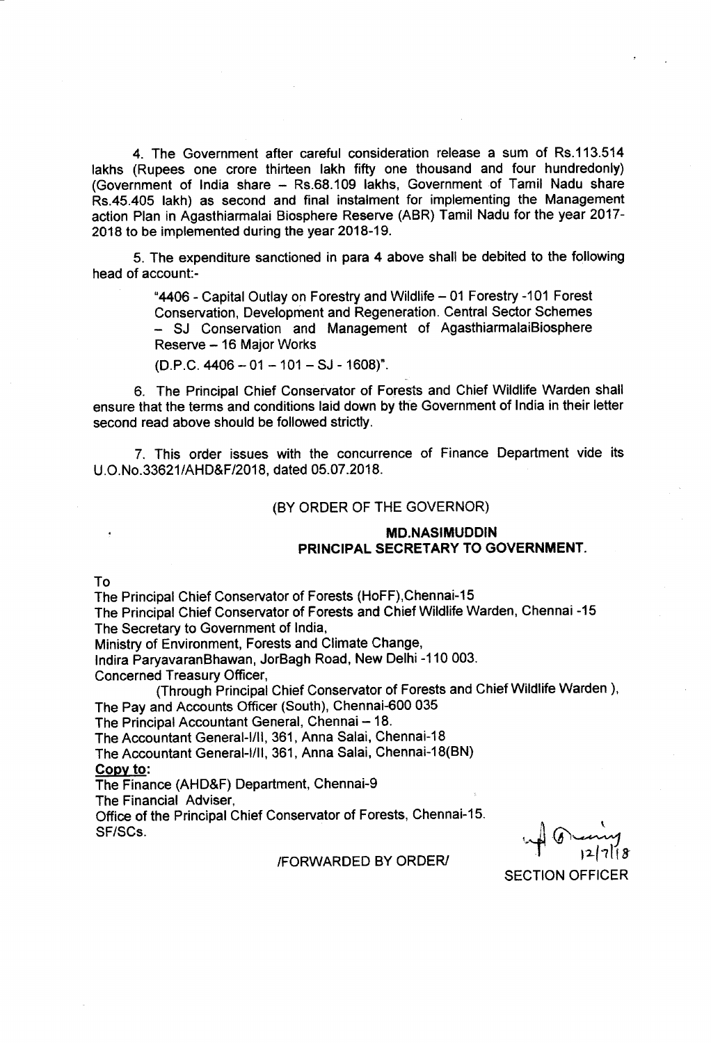4. The Government after careful consideration release a sum of Rs.113.514 lakhs (Rupees one crore thirteen lakh fifty one thousand and four hundredonly) (Government of India share – Rs.68.109 lakhs, Government of Tamil Nadu share Rs.45.405 lakh) as second and final instalment for implementing the Management action Plan in Agasthiarmalai Biosphere Reserve (ABR) Tamil Nadu for the year 2017-2018 to be implemented during the year 2018-19.

5. The expenditure sanctioned in para 4 above shall be debited to the following head of account:-

> "4406 - Capital Outlay on Forestry and Wildlife – 01 Forestry -101 Forest Conservation, Development and Regeneration. Central Sector Schemes – SJ Conservation and Management of AgasthiarmalaiBiosphere Reserve – 16 Major Works
>
> (D.P.C. 4406 – 01 – 101 – SJ - 1608)".

6. The Principal Chief Conservator of Forests and Chief Wildlife Warden shall ensure that the terms and conditions laid down by the Government of India in their letter second read above should be followed strictly.

7. This order issues with the concurrence of Finance Department vide its U.O.No.33621/AHD&F/2018, dated 05.07.2018.

(BY ORDER OF THE GOVERNOR)

**MD.NASIMUDDIN**
**PRINCIPAL SECRETARY TO GOVERNMENT.**

To

The Principal Chief Conservator of Forests (HoFF),Chennai-15
The Principal Chief Conservator of Forests and Chief Wildlife Warden, Chennai -15
The Secretary to Government of India,
Ministry of Environment, Forests and Climate Change,
Indira ParyavaranBhawan, JorBagh Road, New Delhi -110 003.
Concerned Treasury Officer,
(Through Principal Chief Conservator of Forests and Chief Wildlife Warden ),
The Pay and Accounts Officer (South), Chennai-600 035
The Principal Accountant General, Chennai – 18.
The Accountant General-I/II, 361, Anna Salai, Chennai-18
The Accountant General-I/II, 361, Anna Salai, Chennai-18(BN)

**Copy to:**

The Finance (AHD&F) Department, Chennai-9
The Financial Adviser,
Office of the Principal Chief Conservator of Forests, Chennai-15.
SF/SCs.

/FORWARDED BY ORDER/

12/7/18

SECTION OFFICER